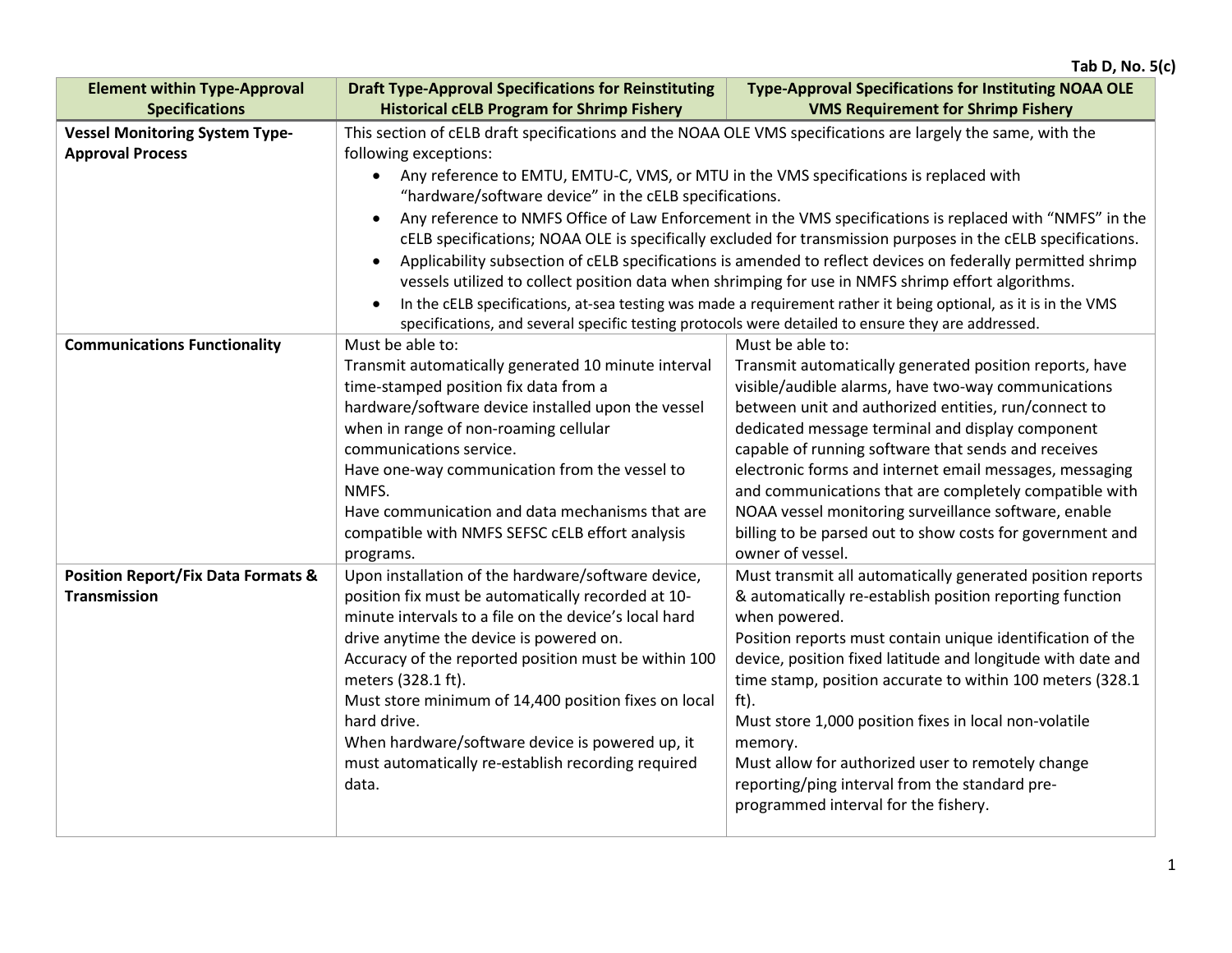Tab D, No. 5(c)

| Element within Type-Approval Specifications | Draft Type-Approval Specifications for Reinstituting Historical cELB Program for Shrimp Fishery | Type-Approval Specifications for Instituting NOAA OLE VMS Requirement for Shrimp Fishery |
|---|---|---|
| **Vessel Monitoring System Type-Approval Process** | This section of cELB draft specifications and the NOAA OLE VMS specifications are largely the same, with the following exceptions:<br>• Any reference to EMTU, EMTU-C, VMS, or MTU in the VMS specifications is replaced with "hardware/software device" in the cELB specifications.<br>• Any reference to NMFS Office of Law Enforcement in the VMS specifications is replaced with "NMFS" in the cELB specifications; NOAA OLE is specifically excluded for transmission purposes in the cELB specifications.<br>• Applicability subsection of cELB specifications is amended to reflect devices on federally permitted shrimp vessels utilized to collect position data when shrimping for use in NMFS shrimp effort algorithms.<br>• In the cELB specifications, at-sea testing was made a requirement rather it being optional, as it is in the VMS specifications, and several specific testing protocols were detailed to ensure they are addressed. | |
| **Communications Functionality** | Must be able to:<br>Transmit automatically generated 10 minute interval time-stamped position fix data from a hardware/software device installed upon the vessel when in range of non-roaming cellular communications service.<br>Have one-way communication from the vessel to NMFS.<br>Have communication and data mechanisms that are compatible with NMFS SEFSC cELB effort analysis programs. | Must be able to:<br>Transmit automatically generated position reports, have visible/audible alarms, have two-way communications between unit and authorized entities, run/connect to dedicated message terminal and display component capable of running software that sends and receives electronic forms and internet email messages, messaging and communications that are completely compatible with NOAA vessel monitoring surveillance software, enable billing to be parsed out to show costs for government and owner of vessel. |
| **Position Report/Fix Data Formats & Transmission** | Upon installation of the hardware/software device, position fix must be automatically recorded at 10-minute intervals to a file on the device's local hard drive anytime the device is powered on.<br>Accuracy of the reported position must be within 100 meters (328.1 ft).<br>Must store minimum of 14,400 position fixes on local hard drive.<br>When hardware/software device is powered up, it must automatically re-establish recording required data. | Must transmit all automatically generated position reports & automatically re-establish position reporting function when powered.<br>Position reports must contain unique identification of the device, position fixed latitude and longitude with date and time stamp, position accurate to within 100 meters (328.1 ft).<br>Must store 1,000 position fixes in local non-volatile memory.<br>Must allow for authorized user to remotely change reporting/ping interval from the standard pre-programmed interval for the fishery. |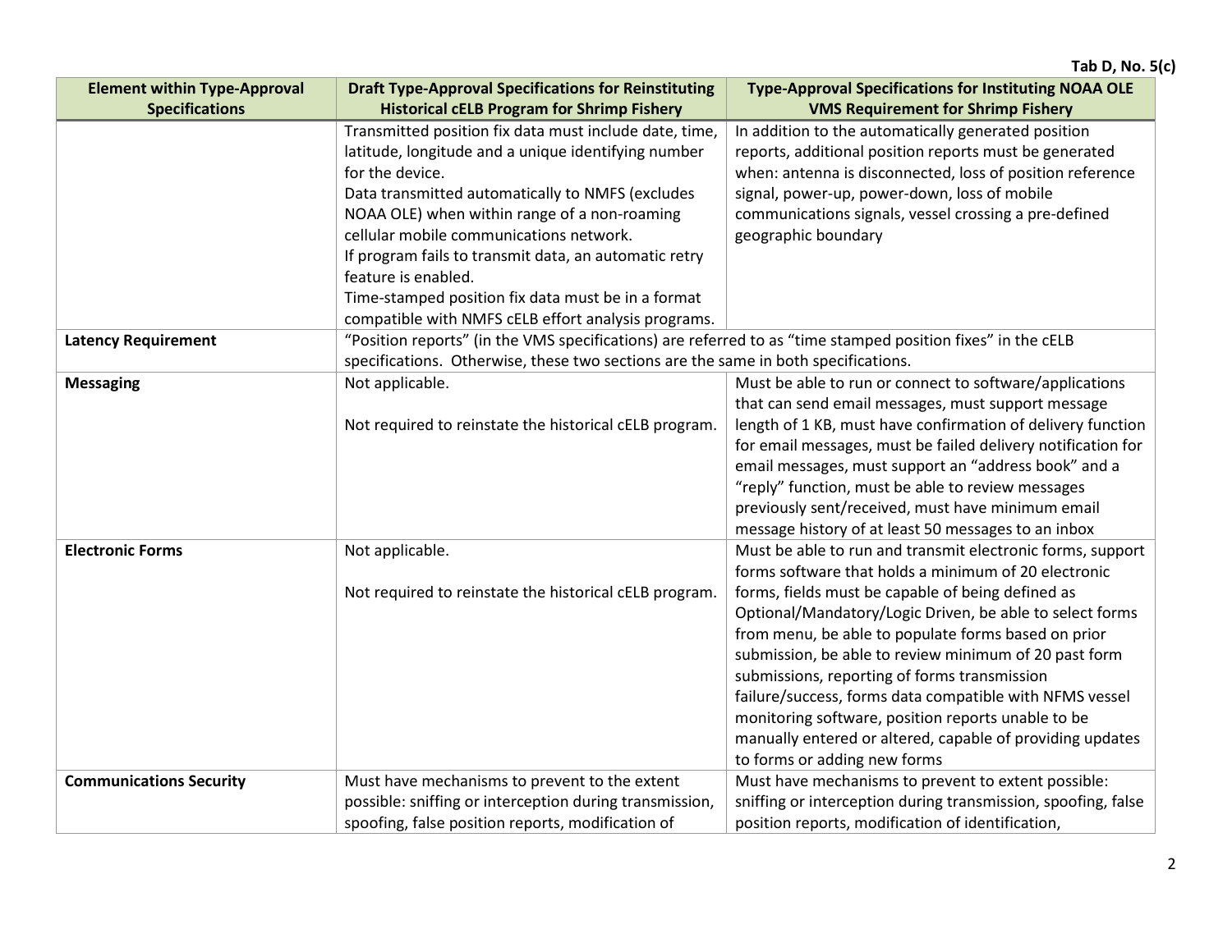| Element within Type-Approval Specifications | Draft Type-Approval Specifications for Reinstituting Historical cELB Program for Shrimp Fishery | Type-Approval Specifications for Instituting NOAA OLE VMS Requirement for Shrimp Fishery |
|---|---|---|
| | Transmitted position fix data must include date, time, latitude, longitude and a unique identifying number for the device.<br>Data transmitted automatically to NMFS (excludes NOAA OLE) when within range of a non-roaming cellular mobile communications network.<br>If program fails to transmit data, an automatic retry feature is enabled.<br>Time-stamped position fix data must be in a format compatible with NMFS cELB effort analysis programs. | In addition to the automatically generated position reports, additional position reports must be generated when: antenna is disconnected, loss of position reference signal, power-up, power-down, loss of mobile communications signals, vessel crossing a pre-defined geographic boundary |
| **Latency Requirement** | "Position reports" (in the VMS specifications) are referred to as "time stamped position fixes" in the cELB specifications. Otherwise, these two sections are the same in both specifications. | |
| **Messaging** | Not applicable.<br><br>Not required to reinstate the historical cELB program. | Must be able to run or connect to software/applications that can send email messages, must support message length of 1 KB, must have confirmation of delivery function for email messages, must be failed delivery notification for email messages, must support an "address book" and a "reply" function, must be able to review messages previously sent/received, must have minimum email message history of at least 50 messages to an inbox |
| **Electronic Forms** | Not applicable.<br><br>Not required to reinstate the historical cELB program. | Must be able to run and transmit electronic forms, support forms software that holds a minimum of 20 electronic forms, fields must be capable of being defined as Optional/Mandatory/Logic Driven, be able to select forms from menu, be able to populate forms based on prior submission, be able to review minimum of 20 past form submissions, reporting of forms transmission failure/success, forms data compatible with NFMS vessel monitoring software, position reports unable to be manually entered or altered, capable of providing updates to forms or adding new forms |
| **Communications Security** | Must have mechanisms to prevent to the extent possible: sniffing or interception during transmission, spoofing, false position reports, modification of | Must have mechanisms to prevent to extent possible: sniffing or interception during transmission, spoofing, false position reports, modification of identification, |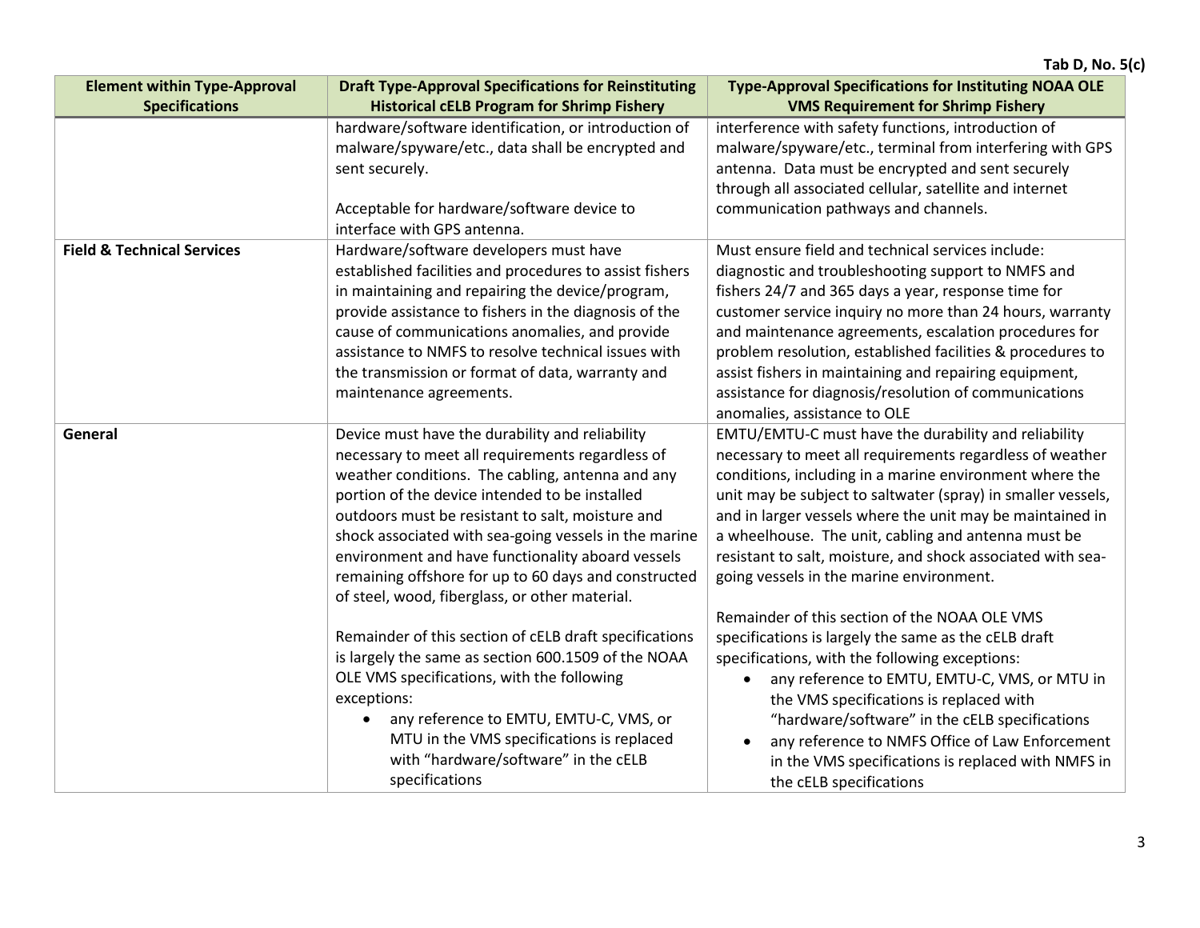Tab D, No. 5(c)

| Element within Type-Approval Specifications | Draft Type-Approval Specifications for Reinstituting Historical cELB Program for Shrimp Fishery | Type-Approval Specifications for Instituting NOAA OLE VMS Requirement for Shrimp Fishery |
| --- | --- | --- |
| | hardware/software identification, or introduction of malware/spyware/etc., data shall be encrypted and sent securely.<br><br>Acceptable for hardware/software device to interface with GPS antenna. | interference with safety functions, introduction of malware/spyware/etc., terminal from interfering with GPS antenna. Data must be encrypted and sent securely through all associated cellular, satellite and internet communication pathways and channels. |
| **Field & Technical Services** | Hardware/software developers must have established facilities and procedures to assist fishers in maintaining and repairing the device/program, provide assistance to fishers in the diagnosis of the cause of communications anomalies, and provide assistance to NMFS to resolve technical issues with the transmission or format of data, warranty and maintenance agreements. | Must ensure field and technical services include: diagnostic and troubleshooting support to NMFS and fishers 24/7 and 365 days a year, response time for customer service inquiry no more than 24 hours, warranty and maintenance agreements, escalation procedures for problem resolution, established facilities & procedures to assist fishers in maintaining and repairing equipment, assistance for diagnosis/resolution of communications anomalies, assistance to OLE |
| **General** | Device must have the durability and reliability necessary to meet all requirements regardless of weather conditions. The cabling, antenna and any portion of the device intended to be installed outdoors must be resistant to salt, moisture and shock associated with sea-going vessels in the marine environment and have functionality aboard vessels remaining offshore for up to 60 days and constructed of steel, wood, fiberglass, or other material.<br><br>Remainder of this section of cELB draft specifications is largely the same as section 600.1509 of the NOAA OLE VMS specifications, with the following exceptions:<br>• any reference to EMTU, EMTU-C, VMS, or MTU in the VMS specifications is replaced with "hardware/software" in the cELB specifications | EMTU/EMTU-C must have the durability and reliability necessary to meet all requirements regardless of weather conditions, including in a marine environment where the unit may be subject to saltwater (spray) in smaller vessels, and in larger vessels where the unit may be maintained in a wheelhouse. The unit, cabling and antenna must be resistant to salt, moisture, and shock associated with sea-going vessels in the marine environment.<br><br>Remainder of this section of the NOAA OLE VMS specifications is largely the same as the cELB draft specifications, with the following exceptions:<br>• any reference to EMTU, EMTU-C, VMS, or MTU in the VMS specifications is replaced with "hardware/software" in the cELB specifications<br>• any reference to NMFS Office of Law Enforcement in the VMS specifications is replaced with NMFS in the cELB specifications |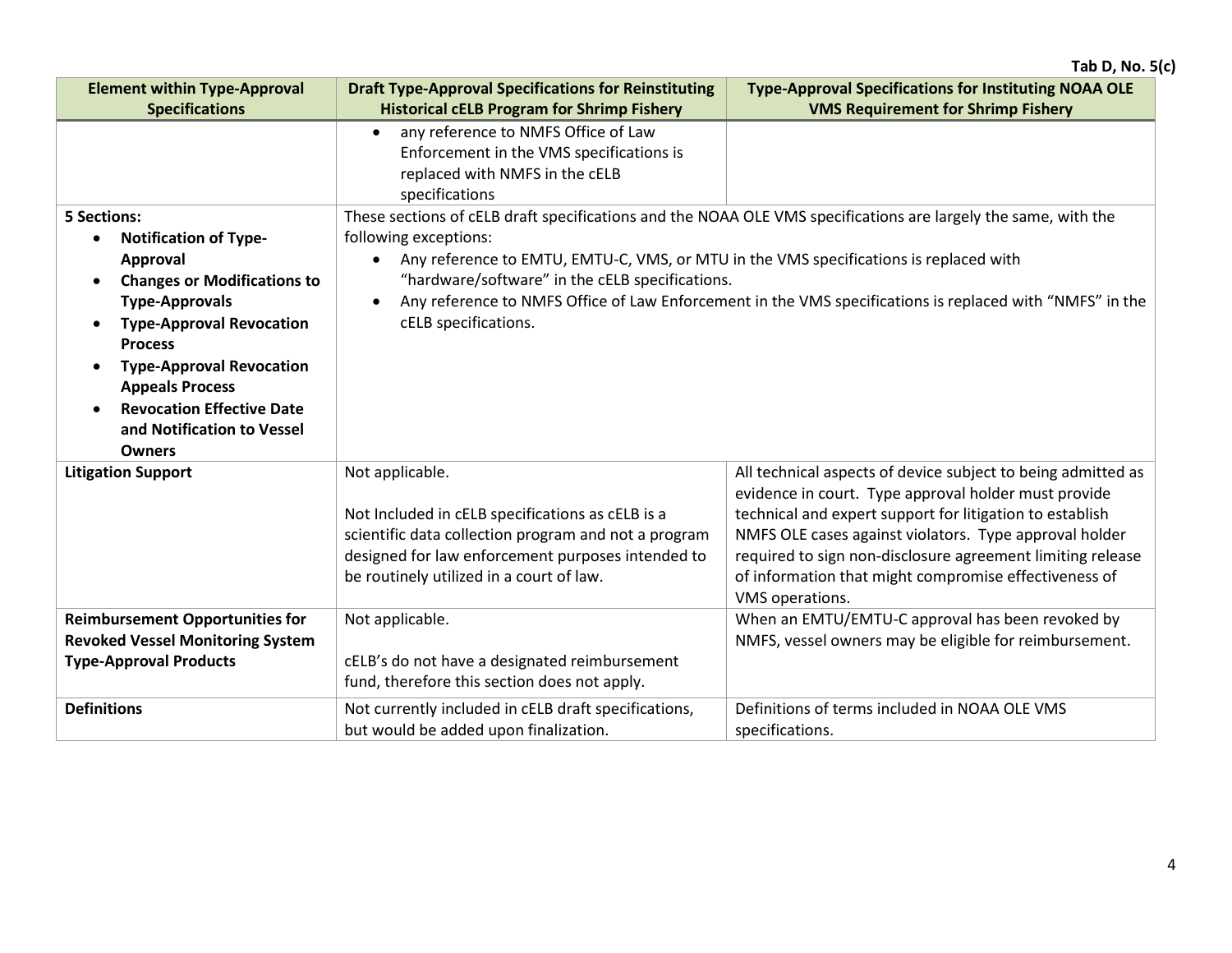Tab D, No. 5(c)

| Element within Type-Approval Specifications | Draft Type-Approval Specifications for Reinstituting Historical cELB Program for Shrimp Fishery | Type-Approval Specifications for Instituting NOAA OLE VMS Requirement for Shrimp Fishery |
|---|---|---|
| | • any reference to NMFS Office of Law Enforcement in the VMS specifications is replaced with NMFS in the cELB specifications | |
| **5 Sections:** • **Notification of Type-Approval** • **Changes or Modifications to Type-Approvals** • **Type-Approval Revocation Process** • **Type-Approval Revocation Appeals Process** • **Revocation Effective Date and Notification to Vessel Owners** | These sections of cELB draft specifications and the NOAA OLE VMS specifications are largely the same, with the following exceptions: • Any reference to EMTU, EMTU-C, VMS, or MTU in the VMS specifications is replaced with "hardware/software" in the cELB specifications. • Any reference to NMFS Office of Law Enforcement in the VMS specifications is replaced with "NMFS" in the cELB specifications. | |
| **Litigation Support** | Not applicable. Not Included in cELB specifications as cELB is a scientific data collection program and not a program designed for law enforcement purposes intended to be routinely utilized in a court of law. | All technical aspects of device subject to being admitted as evidence in court. Type approval holder must provide technical and expert support for litigation to establish NMFS OLE cases against violators. Type approval holder required to sign non-disclosure agreement limiting release of information that might compromise effectiveness of VMS operations. |
| **Reimbursement Opportunities for Revoked Vessel Monitoring System Type-Approval Products** | Not applicable. cELB's do not have a designated reimbursement fund, therefore this section does not apply. | When an EMTU/EMTU-C approval has been revoked by NMFS, vessel owners may be eligible for reimbursement. |
| **Definitions** | Not currently included in cELB draft specifications, but would be added upon finalization. | Definitions of terms included in NOAA OLE VMS specifications. |